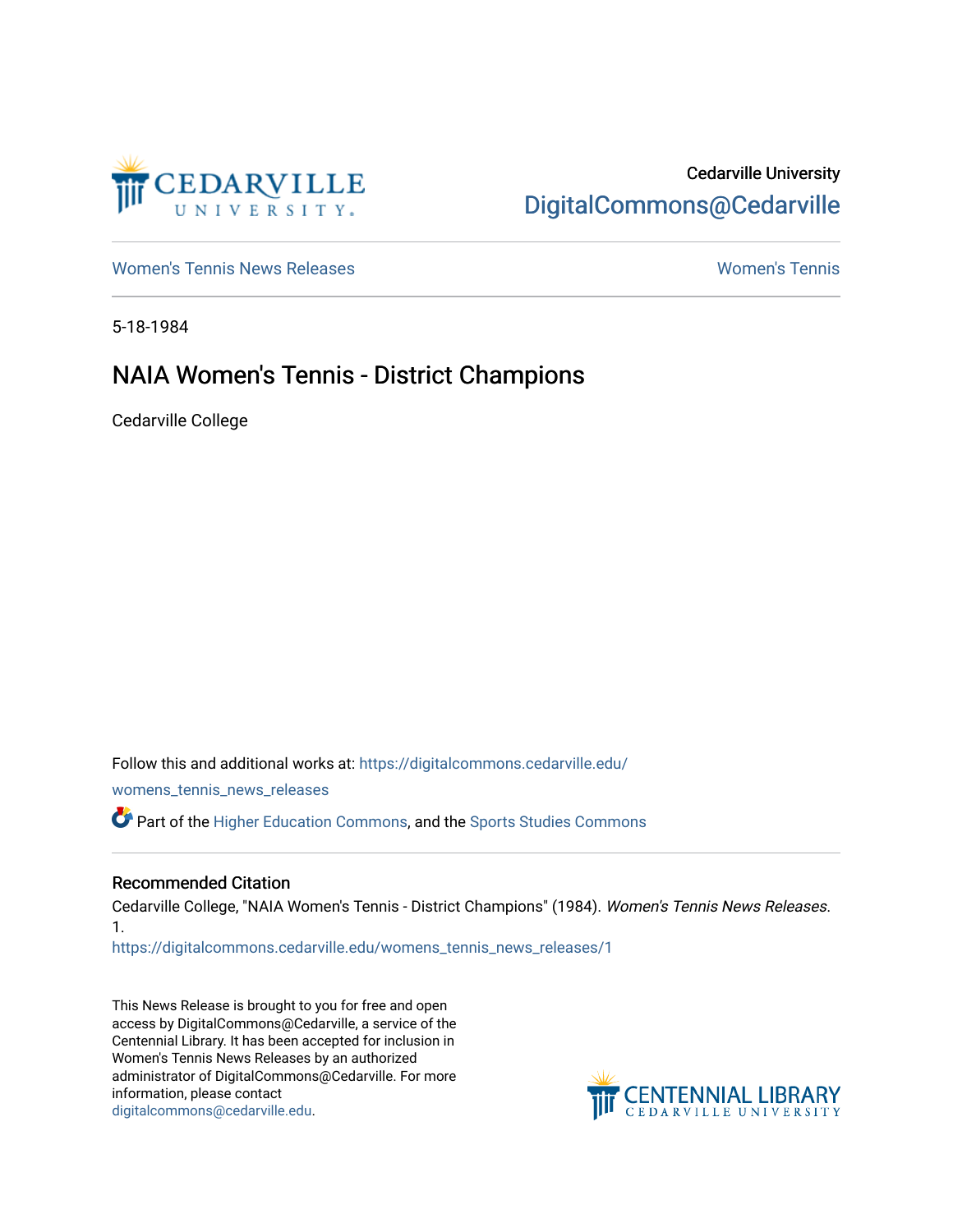Cedarville University
DigitalCommons@Cedarville

Women's Tennis News Releases | Women's Tennis

5-18-1984

# NAIA Women's Tennis - District Champions

Cedarville College

Follow this and additional works at: https://digitalcommons.cedarville.edu/womens_tennis_news_releases

Part of the Higher Education Commons, and the Sports Studies Commons

## Recommended Citation

Cedarville College, "NAIA Women's Tennis - District Champions" (1984). *Women's Tennis News Releases*. 1.
https://digitalcommons.cedarville.edu/womens_tennis_news_releases/1

This News Release is brought to you for free and open access by DigitalCommons@Cedarville, a service of the Centennial Library. It has been accepted for inclusion in Women's Tennis News Releases by an authorized administrator of DigitalCommons@Cedarville. For more information, please contact digitalcommons@cedarville.edu.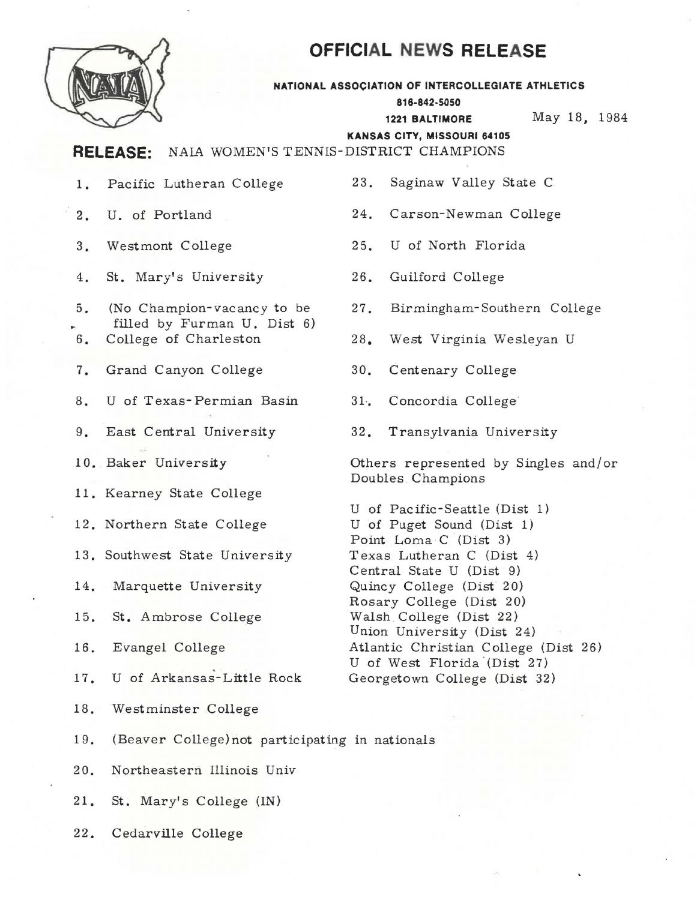# OFFICIAL NEWS RELEASE

**NATIONAL ASSOCIATION OF INTERCOLLEGIATE ATHLETICS**
**816-842-5050**
**1221 BALTIMORE**
**KANSAS CITY, MISSOURI 64105**

May 18, 1984

**RELEASE:** NAIA WOMEN'S TENNIS-DISTRICT CHAMPIONS

1. Pacific Lutheran College
2. U. of Portland
3. Westmont College
4. St. Mary's University
5. (No Champion-vacancy to be filled by Furman U. Dist 6)
6. College of Charleston
7. Grand Canyon College
8. U of Texas-Permian Basin
9. East Central University
10. Baker University
11. Kearney State College
12. Northern State College
13. Southwest State University
14. Marquette University
15. St. Ambrose College
16. Evangel College
17. U of Arkansas-Little Rock
18. Westminster College
19. (Beaver College) not participating in nationals
20. Northeastern Illinois Univ
21. St. Mary's College (IN)
22. Cedarville College
23. Saginaw Valley State C
24. Carson-Newman College
25. U of North Florida
26. Guilford College
27. Birmingham-Southern College
28. West Virginia Wesleyan U
30. Centenary College
31. Concordia College
32. Transylvania University

Others represented by Singles and/or Doubles Champions

U of Pacific-Seattle (Dist 1)
U of Puget Sound (Dist 1)
Point Loma C (Dist 3)
Texas Lutheran C (Dist 4)
Central State U (Dist 9)
Quincy College (Dist 20)
Rosary College (Dist 20)
Walsh College (Dist 22)
Union University (Dist 24)
Atlantic Christian College (Dist 26)
U of West Florida (Dist 27)
Georgetown College (Dist 32)